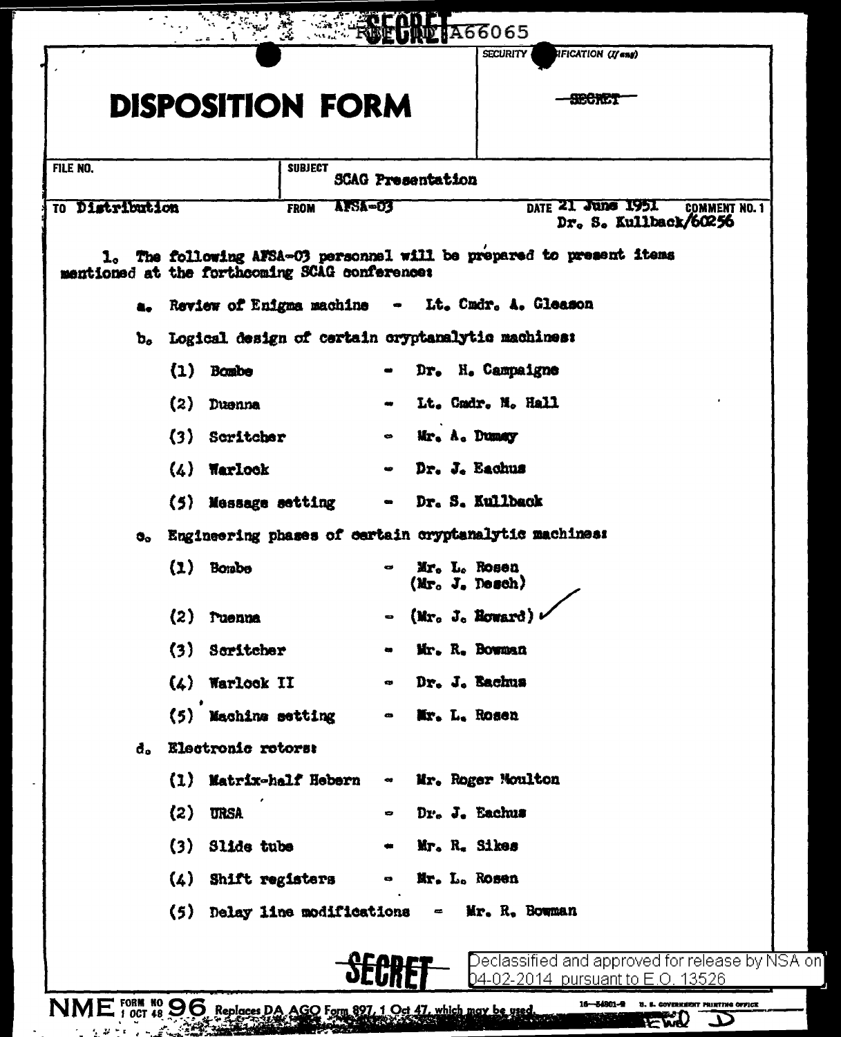SECRET REF ID:A66065

# DISPOSITION FORM

SECURITY CLASSIFICATION (If any)

~~SECRET~~

FILE NO.

SUBJECT SCAG Presentation

TO Distribution FROM AFSA-03 DATE 21 June 1951 COMMENT NO. 1

Dr. S. Kullback/60256

1. The following AFSA-03 personnel will be prepared to present items mentioned at the forthcoming SCAG conference:

a. Review of Enigma machine - Lt. Cmdr. A. Gleason

b. Logical design of certain cryptanalytic machines:

(1) Bombe - Dr. H. Campaigne

(2) Duenna - Lt. Cmdr. M. Hall

(3) Scritcher - Mr. A. Dumey

(4) Warlock - Dr. J. Eachus

(5) Message setting - Dr. S. Kullback

c. Engineering phases of certain cryptanalytic machines:

(1) Bombe - Mr. L. Rosen (Mr. J. Desch)

(2) Duenna - (Mr. J. Howard) ✓

(3) Scritcher - Mr. R. Bowman

(4) Warlock II - Dr. J. Eachus

(5) Machine setting - Mr. L. Rosen

d. Electronic rotors:

(1) Matrix-half Hebern - Mr. Roger Moulton

(2) URSA - Dr. J. Eachus

(3) Slide tube - Mr. R. Sikes

(4) Shift registers - Mr. L. Rosen

(5) Delay line modifications - Mr. R. Bowman

SECRET

Declassified and approved for release by NSA on 04-02-2014 pursuant to E.O. 13526

NME FORM NO 96 1 OCT 48 Replaces DA AGO Form 897, 1 Oct 47, which may be used.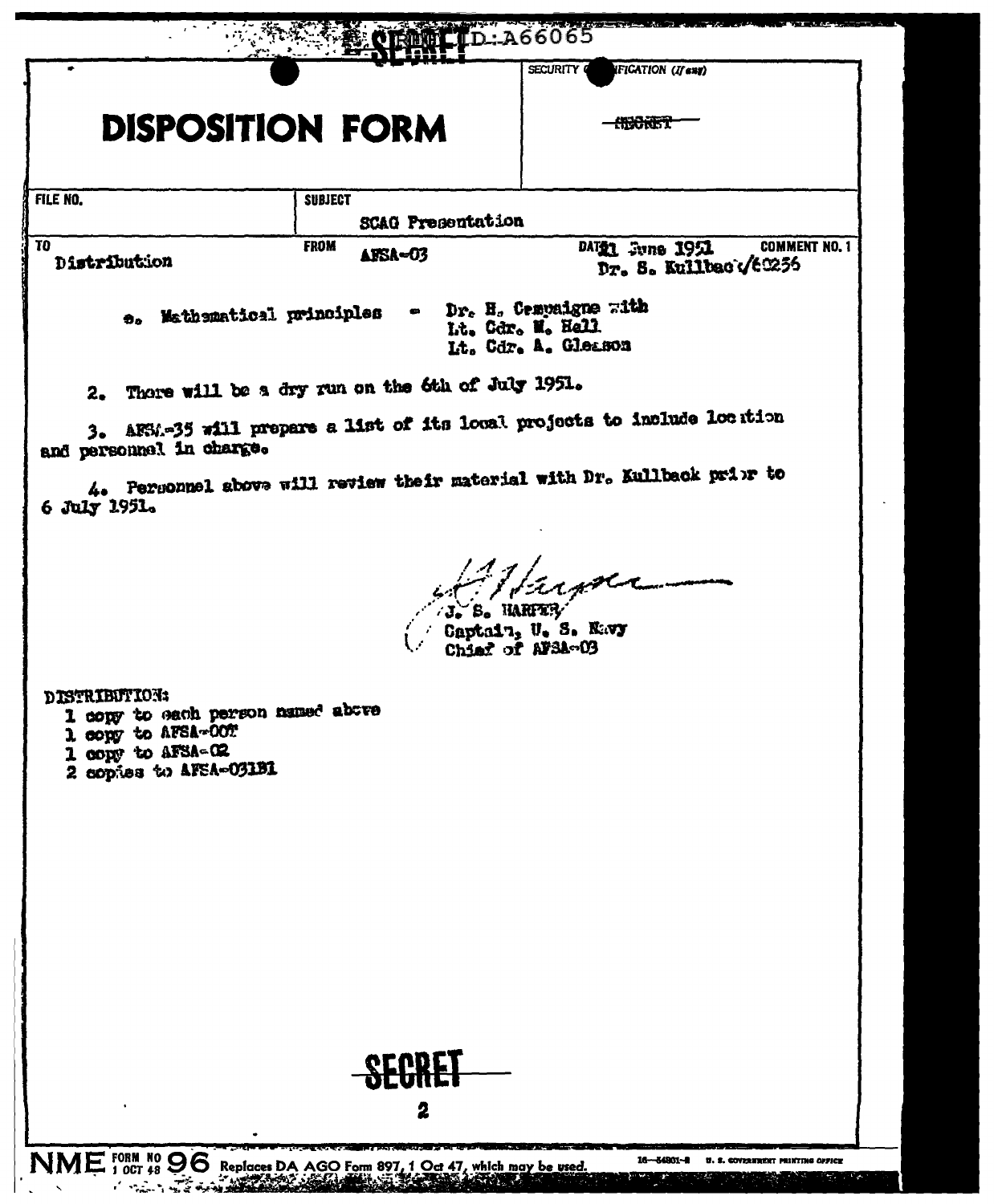REF ID:A66065

SECRET

# DISPOSITION FORM

SECURITY CLASSIFICATION (If any)

~~SECRET~~

| FILE NO. | SUBJECT | | |
|---|---|---|---|
| | SCAG Presentation | | |
| TO | FROM | DATE | COMMENT NO. 1 |
| Distribution | AFSA-03 | 21 June 1951 Dr. S. Kullback/60256 | |

e. Mathematical principles - Dr. H. Campaigne with
Lt. Cdr. M. Hall
Lt. Cdr. A. Gleason

2. There will be a dry run on the 6th of July 1951.

3. AFSA-35 will prepare a list of its local projects to include location and personnel in charge.

4. Personnel above will review their material with Dr. Kullback prior to 6 July 1951.

J. S. HARPER
Captain, U. S. Navy
Chief of AFSA-03

DISTRIBUTION:
1 copy to each person named above
1 copy to AFSA-00T
1 copy to AFSA-02
2 copies to AFSA-031B1

~~SECRET~~

NME FORM NO 96 1 OCT 48 Replaces DA AGO Form 897, 1 Oct 47, which may be used.